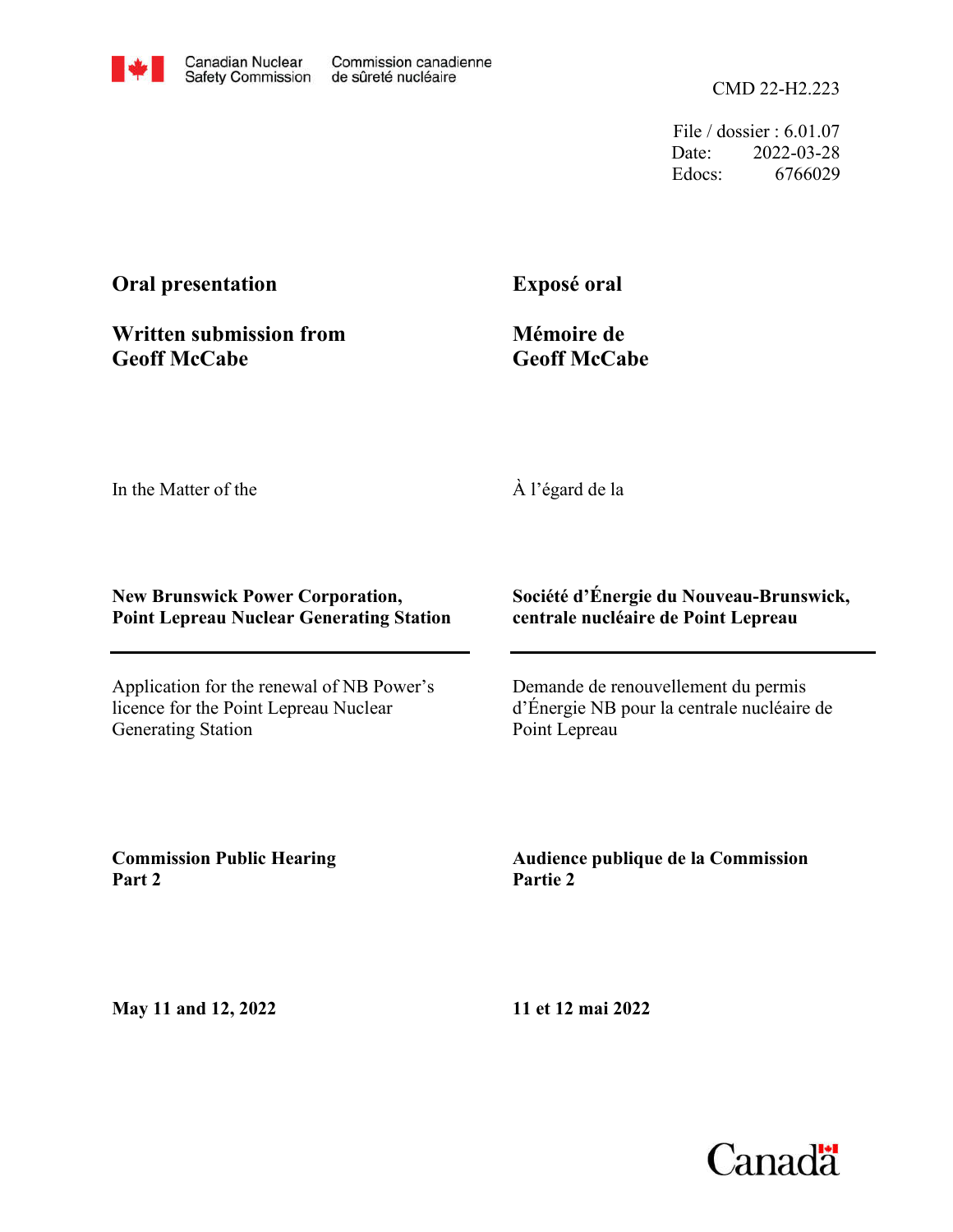Canadian Nuclear Safety Commission | Commission canadienne de sûreté nucléaire

CMD 22-H2.223

File / dossier : 6.01.07
Date: 2022-03-28
Edocs: 6766029

**Oral presentation**

**Written submission from Geoff McCabe**

**Exposé oral**

**Mémoire de Geoff McCabe**

In the Matter of the

À l'égard de la

**New Brunswick Power Corporation, Point Lepreau Nuclear Generating Station**

**Société d'Énergie du Nouveau-Brunswick, centrale nucléaire de Point Lepreau**

Application for the renewal of NB Power's licence for the Point Lepreau Nuclear Generating Station

Demande de renouvellement du permis d'Énergie NB pour la centrale nucléaire de Point Lepreau

**Commission Public Hearing Part 2**

**Audience publique de la Commission Partie 2**

**May 11 and 12, 2022**

**11 et 12 mai 2022**

Canada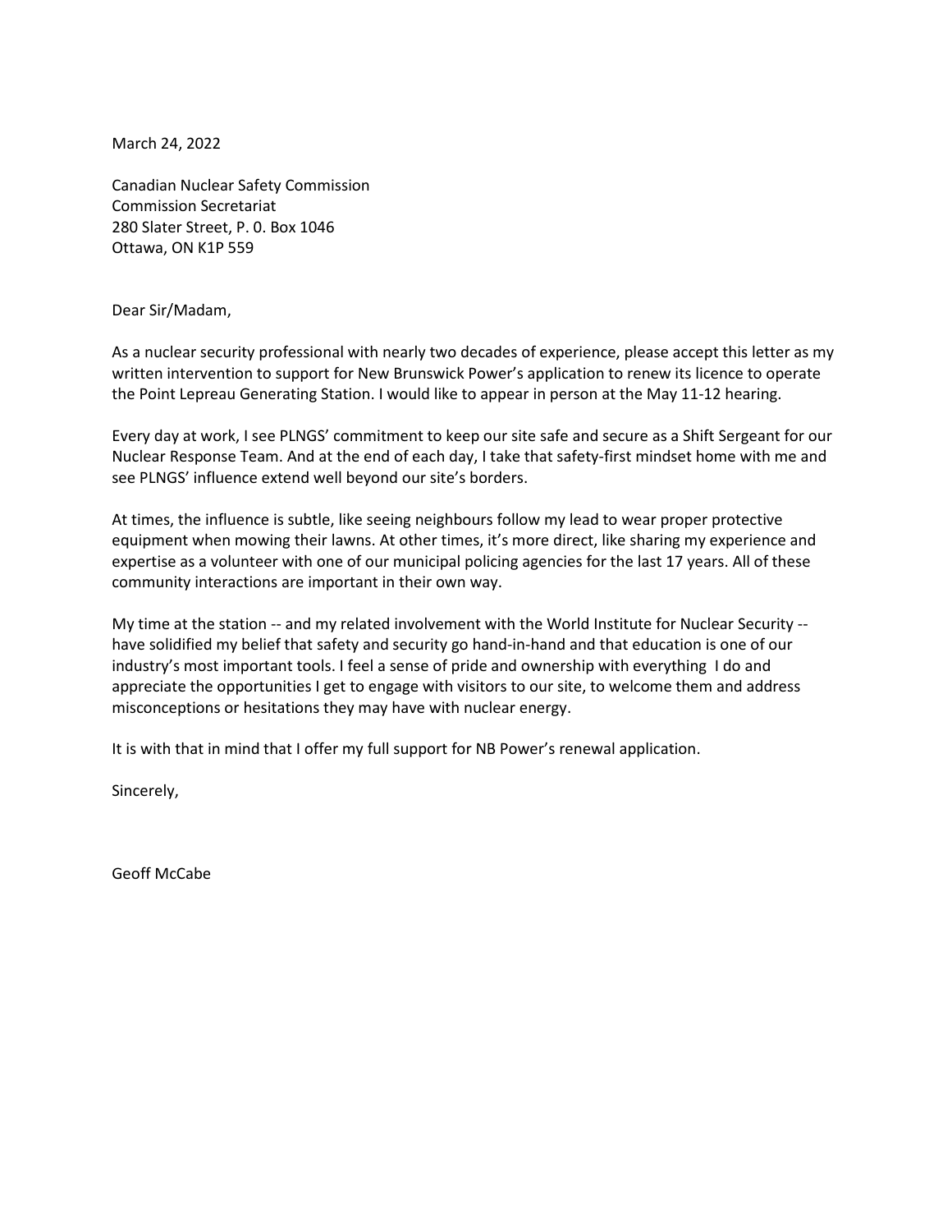March 24, 2022

Canadian Nuclear Safety Commission
Commission Secretariat
280 Slater Street, P. 0. Box 1046
Ottawa, ON K1P 559

Dear Sir/Madam,

As a nuclear security professional with nearly two decades of experience, please accept this letter as my written intervention to support for New Brunswick Power's application to renew its licence to operate the Point Lepreau Generating Station. I would like to appear in person at the May 11-12 hearing.

Every day at work, I see PLNGS' commitment to keep our site safe and secure as a Shift Sergeant for our Nuclear Response Team. And at the end of each day, I take that safety-first mindset home with me and see PLNGS' influence extend well beyond our site's borders.

At times, the influence is subtle, like seeing neighbours follow my lead to wear proper protective equipment when mowing their lawns. At other times, it's more direct, like sharing my experience and expertise as a volunteer with one of our municipal policing agencies for the last 17 years. All of these community interactions are important in their own way.

My time at the station -- and my related involvement with the World Institute for Nuclear Security -- have solidified my belief that safety and security go hand-in-hand and that education is one of our industry's most important tools. I feel a sense of pride and ownership with everything I do and appreciate the opportunities I get to engage with visitors to our site, to welcome them and address misconceptions or hesitations they may have with nuclear energy.

It is with that in mind that I offer my full support for NB Power's renewal application.

Sincerely,

Geoff McCabe